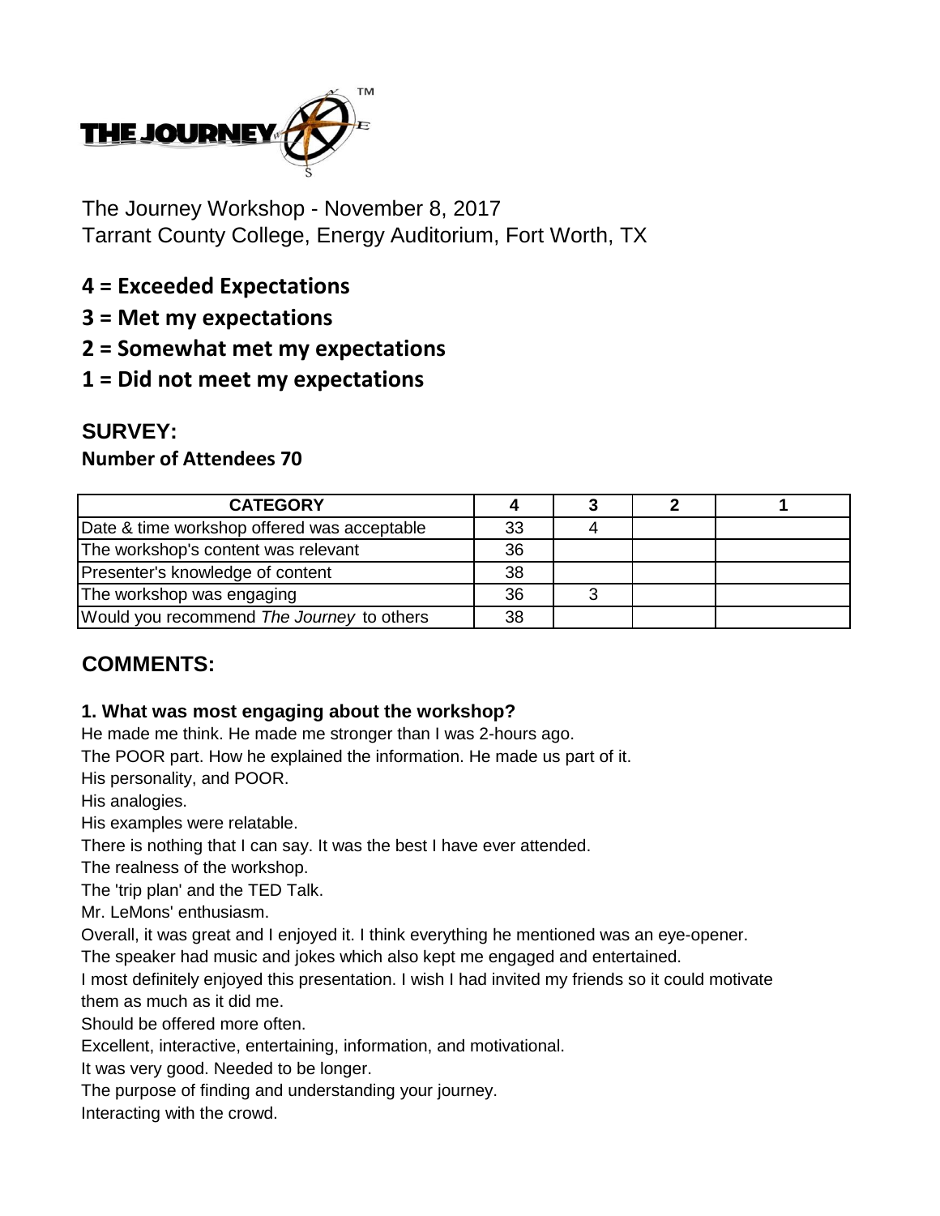THE JOURNEY™

The Journey Workshop - November 8, 2017
Tarrant County College, Energy Auditorium, Fort Worth, TX

**4 = Exceeded Expectations**
**3 = Met my expectations**
**2 = Somewhat met my expectations**
**1 = Did not meet my expectations**

## SURVEY:

**Number of Attendees 70**

| CATEGORY | 4 | 3 | 2 | 1 |
|---|---|---|---|---|
| Date & time workshop offered was acceptable | 33 | 4 | | |
| The workshop's content was relevant | 36 | | | |
| Presenter's knowledge of content | 38 | | | |
| The workshop was engaging | 36 | 3 | | |
| Would you recommend *The Journey* to others | 38 | | | |

## COMMENTS:

**1. What was most engaging about the workshop?**

He made me think. He made me stronger than I was 2-hours ago.
The POOR part. How he explained the information. He made us part of it.
His personality, and POOR.
His analogies.
His examples were relatable.
There is nothing that I can say. It was the best I have ever attended.
The realness of the workshop.
The 'trip plan' and the TED Talk.
Mr. LeMons' enthusiasm.
Overall, it was great and I enjoyed it. I think everything he mentioned was an eye-opener.
The speaker had music and jokes which also kept me engaged and entertained.
I most definitely enjoyed this presentation. I wish I had invited my friends so it could motivate them as much as it did me.
Should be offered more often.
Excellent, interactive, entertaining, information, and motivational.
It was very good. Needed to be longer.
The purpose of finding and understanding your journey.
Interacting with the crowd.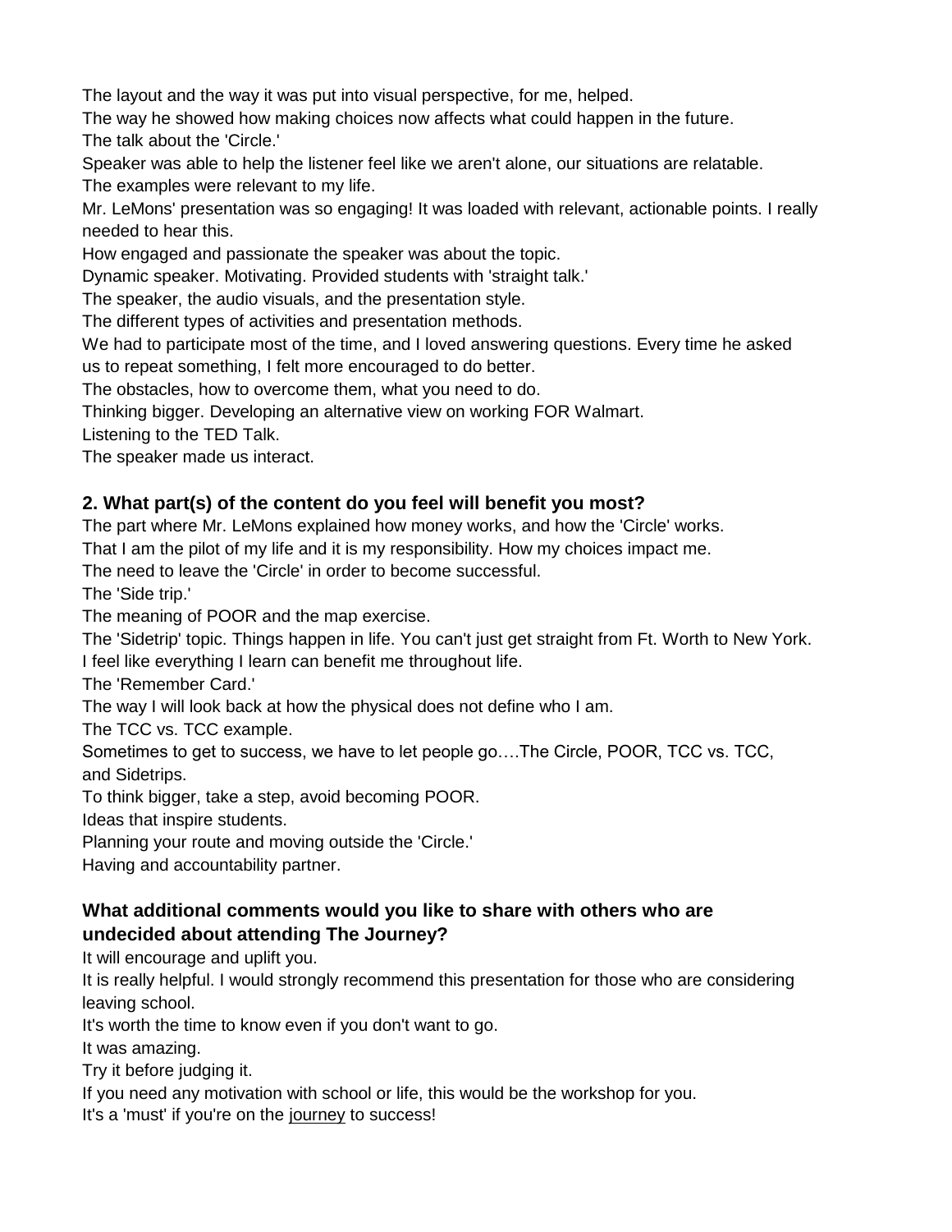The layout and the way it was put into visual perspective, for me, helped.
The way he showed how making choices now affects what could happen in the future.
The talk about the 'Circle.'
Speaker was able to help the listener feel like we aren't alone, our situations are relatable.
The examples were relevant to my life.
Mr. LeMons' presentation was so engaging! It was loaded with relevant, actionable points. I really needed to hear this.
How engaged and passionate the speaker was about the topic.
Dynamic speaker. Motivating. Provided students with 'straight talk.'
The speaker, the audio visuals, and the presentation style.
The different types of activities and presentation methods.
We had to participate most of the time, and I loved answering questions. Every time he asked us to repeat something, I felt more encouraged to do better.
The obstacles, how to overcome them, what you need to do.
Thinking bigger. Developing an alternative view on working FOR Walmart.
Listening to the TED Talk.
The speaker made us interact.

### 2. What part(s) of the content do you feel will benefit you most?

The part where Mr. LeMons explained how money works, and how the 'Circle' works.
That I am the pilot of my life and it is my responsibility. How my choices impact me.
The need to leave the 'Circle' in order to become successful.
The 'Side trip.'
The meaning of POOR and the map exercise.
The 'Sidetrip' topic. Things happen in life. You can't just get straight from Ft. Worth to New York.
I feel like everything I learn can benefit me throughout life.
The 'Remember Card.'
The way I will look back at how the physical does not define who I am.
The TCC vs. TCC example.
Sometimes to get to success, we have to let people go….The Circle, POOR, TCC vs. TCC, and Sidetrips.
To think bigger, take a step, avoid becoming POOR.
Ideas that inspire students.
Planning your route and moving outside the 'Circle.'
Having and accountability partner.

### What additional comments would you like to share with others who are undecided about attending The Journey?

It will encourage and uplift you.
It is really helpful. I would strongly recommend this presentation for those who are considering leaving school.
It's worth the time to know even if you don't want to go.
It was amazing.
Try it before judging it.
If you need any motivation with school or life, this would be the workshop for you.
It's a 'must' if you're on the journey to success!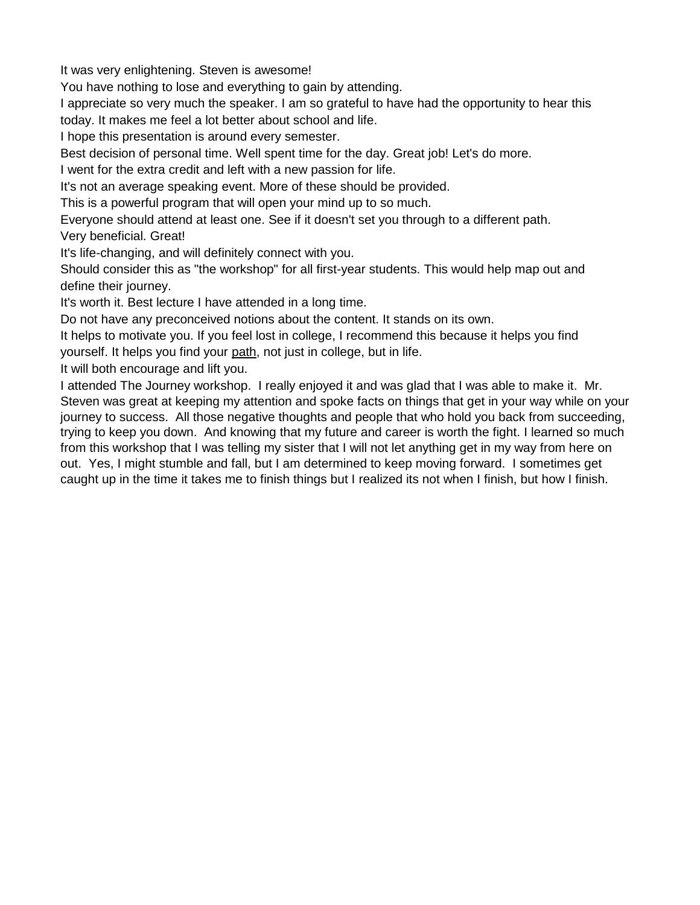It was very enlightening. Steven is awesome!

You have nothing to lose and everything to gain by attending.

I appreciate so very much the speaker. I am so grateful to have had the opportunity to hear this today. It makes me feel a lot better about school and life.

I hope this presentation is around every semester.

Best decision of personal time. Well spent time for the day. Great job! Let's do more.

I went for the extra credit and left with a new passion for life.

It's not an average speaking event. More of these should be provided.

This is a powerful program that will open your mind up to so much.

Everyone should attend at least one. See if it doesn't set you through to a different path.

Very beneficial. Great!

It's life-changing, and will definitely connect with you.

Should consider this as "the workshop" for all first-year students. This would help map out and define their journey.

It's worth it. Best lecture I have attended in a long time.

Do not have any preconceived notions about the content. It stands on its own.

It helps to motivate you. If you feel lost in college, I recommend this because it helps you find yourself. It helps you find your path, not just in college, but in life.

It will both encourage and lift you.

I attended The Journey workshop. I really enjoyed it and was glad that I was able to make it. Mr. Steven was great at keeping my attention and spoke facts on things that get in your way while on your journey to success. All those negative thoughts and people that who hold you back from succeeding, trying to keep you down. And knowing that my future and career is worth the fight. I learned so much from this workshop that I was telling my sister that I will not let anything get in my way from here on out. Yes, I might stumble and fall, but I am determined to keep moving forward. I sometimes get caught up in the time it takes me to finish things but I realized its not when I finish, but how I finish.